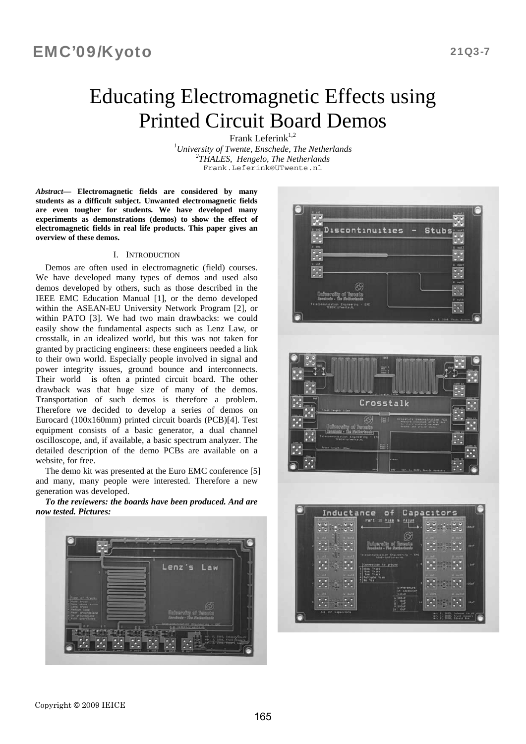# Educating Electromagnetic Effects using Printed Circuit Board Demos

Frank Leferink[1,2]

[1]*University of Twente, Enschede, The Netherlands*
[2]*THALES, Hengelo, The Netherlands*
Frank.Leferink@UTwente.nl

***Abstract*— Electromagnetic fields are considered by many students as a difficult subject. Unwanted electromagnetic fields are even tougher for students. We have developed many experiments as demonstrations (demos) to show the effect of electromagnetic fields in real life products. This paper gives an overview of these demos.**

## I. Introduction

Demos are often used in electromagnetic (field) courses. We have developed many types of demos and used also demos developed by others, such as those described in the IEEE EMC Education Manual [1], or the demo developed within the ASEAN-EU University Network Program [2], or within PATO [3]. We had two main drawbacks: we could easily show the fundamental aspects such as Lenz Law, or crosstalk, in an idealized world, but this was not taken for granted by practicing engineers: these engineers needed a link to their own world. Especially people involved in signal and power integrity issues, ground bounce and interconnects. Their world is often a printed circuit board. The other drawback was that huge size of many of the demos. Transportation of such demos is therefore a problem. Therefore we decided to develop a series of demos on Eurocard (100x160mm) printed circuit boards (PCB)[4]. Test equipment consists of a basic generator, a dual channel oscilloscope, and, if available, a basic spectrum analyzer. The detailed description of the demo PCBs are available on a website, for free.

The demo kit was presented at the Euro EMC conference [5] and many, many people were interested. Therefore a new generation was developed.

***To the reviewers: the boards have been produced. And are now tested. Pictures:***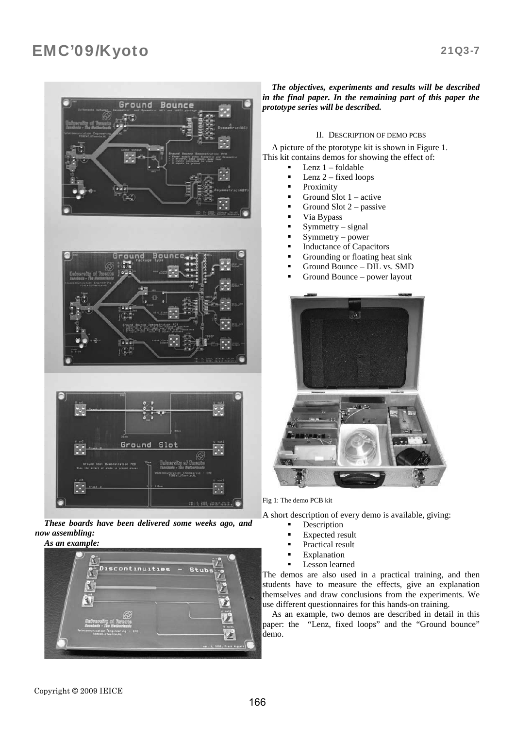*These boards have been delivered some weeks ago, and now assembling:*

*As an example:*

***The objectives, experiments and results will be described in the final paper. In the remaining part of this paper the prototype series will be described.***

## II. Description of Demo PCBs

A picture of the ptorotype kit is shown in Figure 1. This kit contains demos for showing the effect of:

- Lenz 1 – foldable
- Lenz 2 – fixed loops
- Proximity
- Ground Slot 1 – active
- Ground Slot 2 – passive
- Via Bypass
- Symmetry – signal
- Symmetry – power
- Inductance of Capacitors
- Grounding or floating heat sink
- Ground Bounce – DIL vs. SMD
- Ground Bounce – power layout

Fig 1: The demo PCB kit

A short description of every demo is available, giving:

- Description
- Expected result
- Practical result
- Explanation
- Lesson learned

The demos are also used in a practical training, and then students have to measure the effects, give an explanation themselves and draw conclusions from the experiments. We use different questionnaires for this hands-on training.

As an example, two demos are described in detail in this paper: the "Lenz, fixed loops" and the "Ground bounce" demo.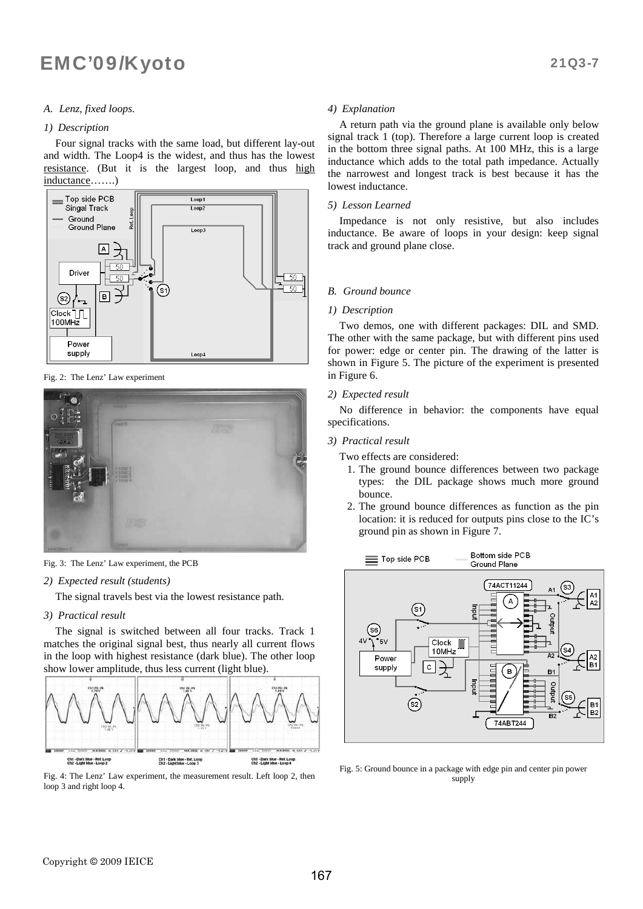### A. Lenz, fixed loops.

#### 1) Description

Four signal tracks with the same load, but different lay-out and width. The Loop4 is the widest, and thus has the lowest resistance. (But it is the largest loop, and thus high inductance…….)

Fig. 2: The Lenz' Law experiment

Fig. 3: The Lenz' Law experiment, the PCB

#### 2) Expected result (students)

The signal travels best via the lowest resistance path.

#### 3) Practical result

The signal is switched between all four tracks. Track 1 matches the original signal best, thus nearly all current flows in the loop with highest resistance (dark blue). The other loop show lower amplitude, thus less current (light blue).

Fig. 4: The Lenz' Law experiment, the measurement result. Left loop 2, then loop 3 and right loop 4.

#### 4) Explanation

A return path via the ground plane is available only below signal track 1 (top). Therefore a large current loop is created in the bottom three signal paths. At 100 MHz, this is a large inductance which adds to the total path impedance. Actually the narrowest and longest track is best because it has the lowest inductance.

#### 5) Lesson Learned

Impedance is not only resistive, but also includes inductance. Be aware of loops in your design: keep signal track and ground plane close.

### B. Ground bounce

#### 1) Description

Two demos, one with different packages: DIL and SMD. The other with the same package, but with different pins used for power: edge or center pin. The drawing of the latter is shown in Figure 5. The picture of the experiment is presented in Figure 6.

#### 2) Expected result

No difference in behavior: the components have equal specifications.

#### 3) Practical result

Two effects are considered:

1. The ground bounce differences between two package types: the DIL package shows much more ground bounce.
2. The ground bounce differences as function as the pin location: it is reduced for outputs pins close to the IC's ground pin as shown in Figure 7.

Fig. 5: Ground bounce in a package with edge pin and center pin power supply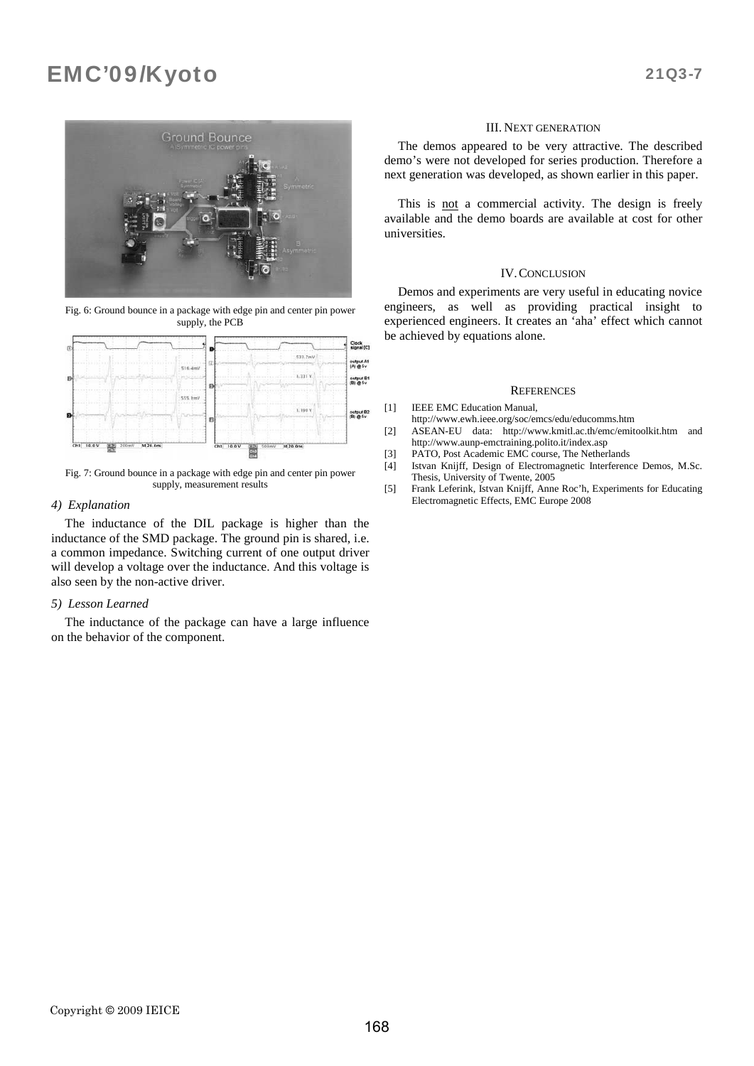Fig. 6: Ground bounce in a package with edge pin and center pin power supply, the PCB

Fig. 7: Ground bounce in a package with edge pin and center pin power supply, measurement results

*4) Explanation*

The inductance of the DIL package is higher than the inductance of the SMD package. The ground pin is shared, i.e. a common impedance. Switching current of one output driver will develop a voltage over the inductance. And this voltage is also seen by the non-active driver.

*5) Lesson Learned*

The inductance of the package can have a large influence on the behavior of the component.

## III. Next generation

The demos appeared to be very attractive. The described demo's were not developed for series production. Therefore a next generation was developed, as shown earlier in this paper.

This is not a commercial activity. The design is freely available and the demo boards are available at cost for other universities.

## IV. Conclusion

Demos and experiments are very useful in educating novice engineers, as well as providing practical insight to experienced engineers. It creates an 'aha' effect which cannot be achieved by equations alone.

## References

[1] IEEE EMC Education Manual, http://www.ewh.ieee.org/soc/emcs/edu/educomms.htm

[2] ASEAN-EU data: http://www.kmitl.ac.th/emc/emitoolkit.htm and http://www.aunp-emctraining.polito.it/index.asp

[3] PATO, Post Academic EMC course, The Netherlands

[4] Istvan Knijff, Design of Electromagnetic Interference Demos, M.Sc. Thesis, University of Twente, 2005

[5] Frank Leferink, Istvan Knijff, Anne Roc'h, Experiments for Educating Electromagnetic Effects, EMC Europe 2008